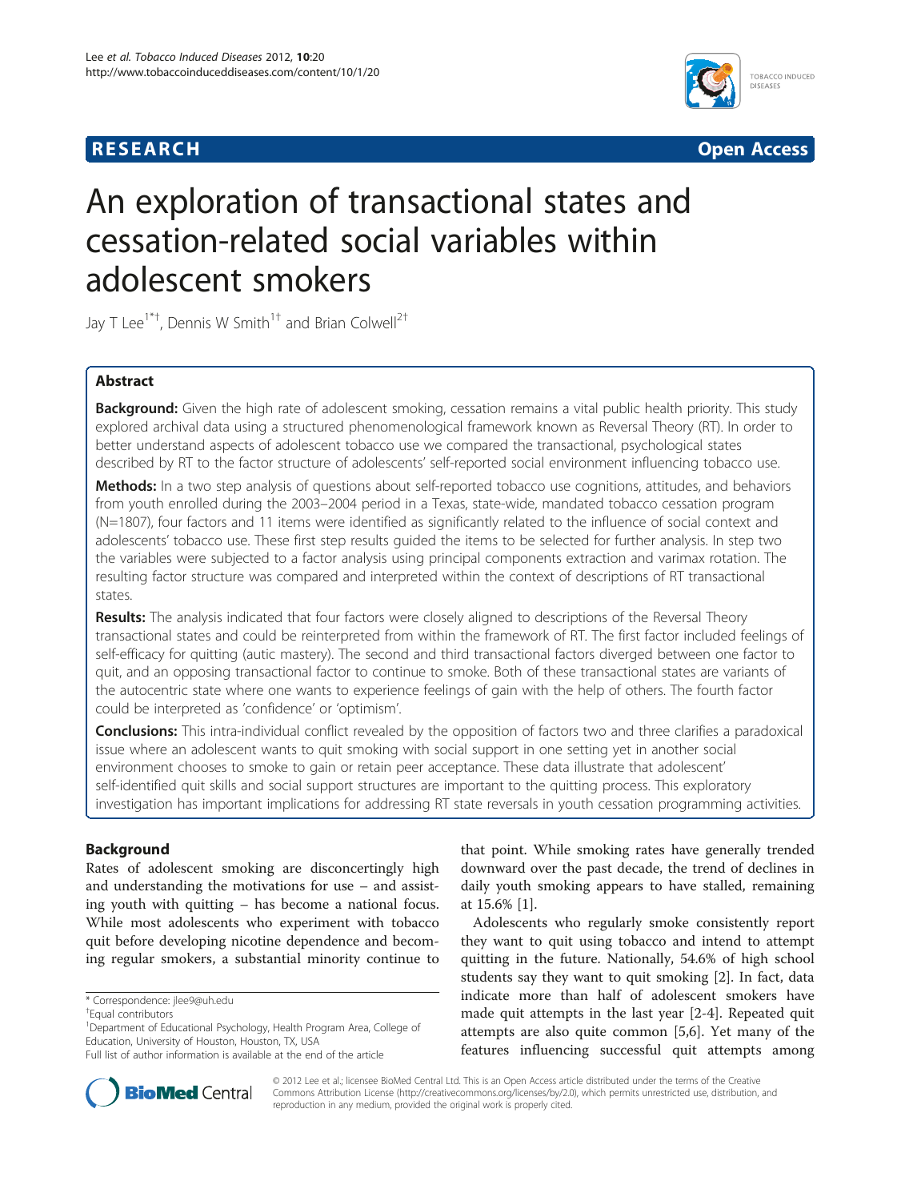**RESEARCH** **Open Access**

# An exploration of transactional states and cessation-related social variables within adolescent smokers

Jay T Lee[1*†], Dennis W Smith[1†] and Brian Colwell[2†]

## Abstract

**Background:** Given the high rate of adolescent smoking, cessation remains a vital public health priority. This study explored archival data using a structured phenomenological framework known as Reversal Theory (RT). In order to better understand aspects of adolescent tobacco use we compared the transactional, psychological states described by RT to the factor structure of adolescents' self-reported social environment influencing tobacco use.

**Methods:** In a two step analysis of questions about self-reported tobacco use cognitions, attitudes, and behaviors from youth enrolled during the 2003–2004 period in a Texas, state-wide, mandated tobacco cessation program (N=1807), four factors and 11 items were identified as significantly related to the influence of social context and adolescents' tobacco use. These first step results guided the items to be selected for further analysis. In step two the variables were subjected to a factor analysis using principal components extraction and varimax rotation. The resulting factor structure was compared and interpreted within the context of descriptions of RT transactional states.

**Results:** The analysis indicated that four factors were closely aligned to descriptions of the Reversal Theory transactional states and could be reinterpreted from within the framework of RT. The first factor included feelings of self-efficacy for quitting (autic mastery). The second and third transactional factors diverged between one factor to quit, and an opposing transactional factor to continue to smoke. Both of these transactional states are variants of the autocentric state where one wants to experience feelings of gain with the help of others. The fourth factor could be interpreted as 'confidence' or 'optimism'.

**Conclusions:** This intra-individual conflict revealed by the opposition of factors two and three clarifies a paradoxical issue where an adolescent wants to quit smoking with social support in one setting yet in another social environment chooses to smoke to gain or retain peer acceptance. These data illustrate that adolescent' self-identified quit skills and social support structures are important to the quitting process. This exploratory investigation has important implications for addressing RT state reversals in youth cessation programming activities.

## Background

Rates of adolescent smoking are disconcertingly high and understanding the motivations for use – and assisting youth with quitting – has become a national focus. While most adolescents who experiment with tobacco quit before developing nicotine dependence and becoming regular smokers, a substantial minority continue to that point. While smoking rates have generally trended downward over the past decade, the trend of declines in daily youth smoking appears to have stalled, remaining at 15.6% [1].

Adolescents who regularly smoke consistently report they want to quit using tobacco and intend to attempt quitting in the future. Nationally, 54.6% of high school students say they want to quit smoking [2]. In fact, data indicate more than half of adolescent smokers have made quit attempts in the last year [2-4]. Repeated quit attempts are also quite common [5,6]. Yet many of the features influencing successful quit attempts among

\* Correspondence: jlee9@uh.edu

†Equal contributors

[1]Department of Educational Psychology, Health Program Area, College of Education, University of Houston, Houston, TX, USA

Full list of author information is available at the end of the article

© 2012 Lee et al.; licensee BioMed Central Ltd. This is an Open Access article distributed under the terms of the Creative Commons Attribution License (http://creativecommons.org/licenses/by/2.0), which permits unrestricted use, distribution, and reproduction in any medium, provided the original work is properly cited.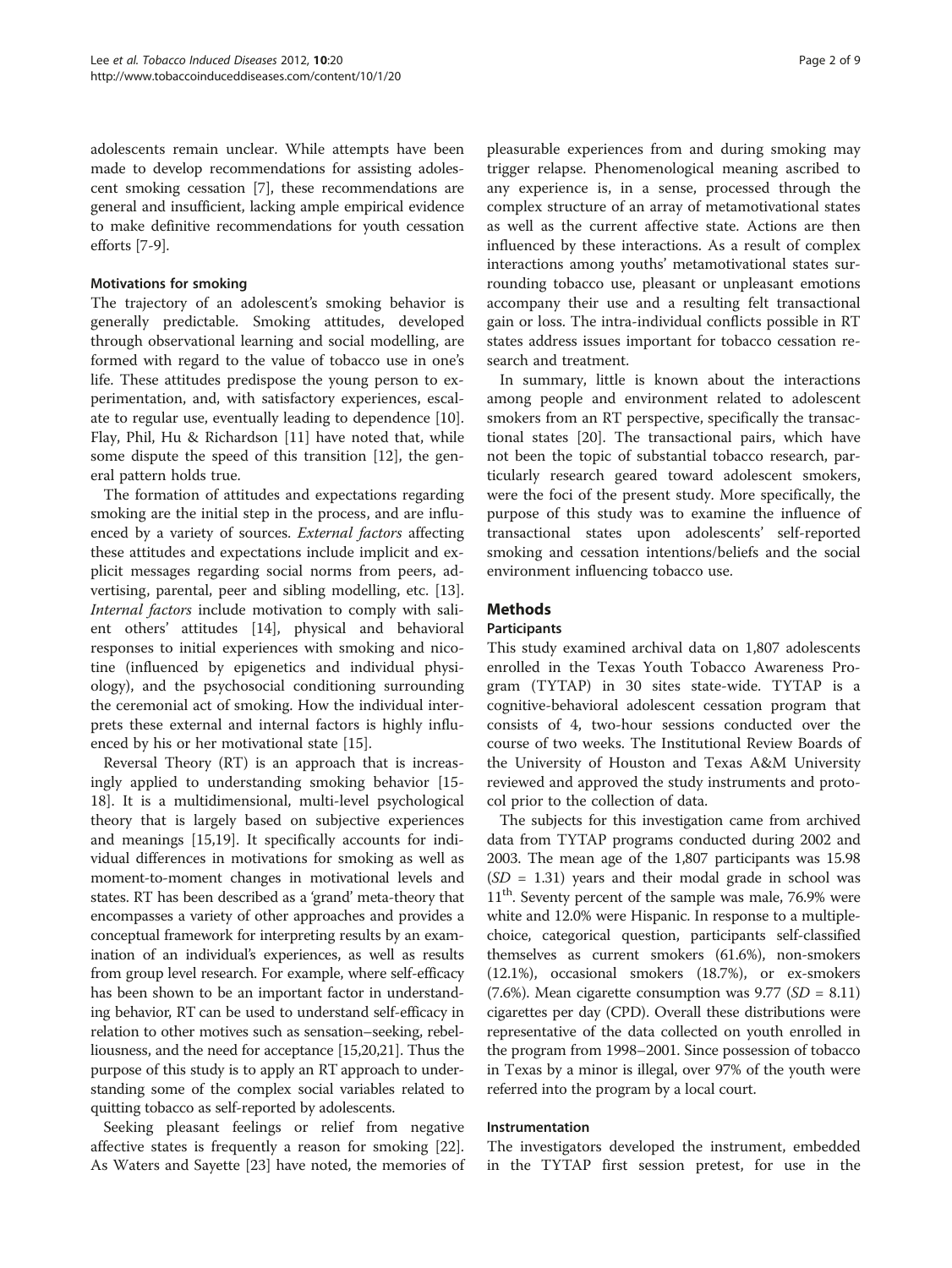adolescents remain unclear. While attempts have been made to develop recommendations for assisting adolescent smoking cessation [7], these recommendations are general and insufficient, lacking ample empirical evidence to make definitive recommendations for youth cessation efforts [7-9].

### Motivations for smoking

The trajectory of an adolescent's smoking behavior is generally predictable. Smoking attitudes, developed through observational learning and social modelling, are formed with regard to the value of tobacco use in one's life. These attitudes predispose the young person to experimentation, and, with satisfactory experiences, escalate to regular use, eventually leading to dependence [10]. Flay, Phil, Hu & Richardson [11] have noted that, while some dispute the speed of this transition [12], the general pattern holds true.

The formation of attitudes and expectations regarding smoking are the initial step in the process, and are influenced by a variety of sources. *External factors* affecting these attitudes and expectations include implicit and explicit messages regarding social norms from peers, advertising, parental, peer and sibling modelling, etc. [13]. *Internal factors* include motivation to comply with salient others' attitudes [14], physical and behavioral responses to initial experiences with smoking and nicotine (influenced by epigenetics and individual physiology), and the psychosocial conditioning surrounding the ceremonial act of smoking. How the individual interprets these external and internal factors is highly influenced by his or her motivational state [15].

Reversal Theory (RT) is an approach that is increasingly applied to understanding smoking behavior [15-18]. It is a multidimensional, multi-level psychological theory that is largely based on subjective experiences and meanings [15,19]. It specifically accounts for individual differences in motivations for smoking as well as moment-to-moment changes in motivational levels and states. RT has been described as a 'grand' meta-theory that encompasses a variety of other approaches and provides a conceptual framework for interpreting results by an examination of an individual's experiences, as well as results from group level research. For example, where self-efficacy has been shown to be an important factor in understanding behavior, RT can be used to understand self-efficacy in relation to other motives such as sensation–seeking, rebelliousness, and the need for acceptance [15,20,21]. Thus the purpose of this study is to apply an RT approach to understanding some of the complex social variables related to quitting tobacco as self-reported by adolescents.

Seeking pleasant feelings or relief from negative affective states is frequently a reason for smoking [22]. As Waters and Sayette [23] have noted, the memories of pleasurable experiences from and during smoking may trigger relapse. Phenomenological meaning ascribed to any experience is, in a sense, processed through the complex structure of an array of metamotivational states as well as the current affective state. Actions are then influenced by these interactions. As a result of complex interactions among youths' metamotivational states surrounding tobacco use, pleasant or unpleasant emotions accompany their use and a resulting felt transactional gain or loss. The intra-individual conflicts possible in RT states address issues important for tobacco cessation research and treatment.

In summary, little is known about the interactions among people and environment related to adolescent smokers from an RT perspective, specifically the transactional states [20]. The transactional pairs, which have not been the topic of substantial tobacco research, particularly research geared toward adolescent smokers, were the foci of the present study. More specifically, the purpose of this study was to examine the influence of transactional states upon adolescents' self-reported smoking and cessation intentions/beliefs and the social environment influencing tobacco use.

## Methods

### Participants

This study examined archival data on 1,807 adolescents enrolled in the Texas Youth Tobacco Awareness Program (TYTAP) in 30 sites state-wide. TYTAP is a cognitive-behavioral adolescent cessation program that consists of 4, two-hour sessions conducted over the course of two weeks. The Institutional Review Boards of the University of Houston and Texas A&M University reviewed and approved the study instruments and protocol prior to the collection of data.

The subjects for this investigation came from archived data from TYTAP programs conducted during 2002 and 2003. The mean age of the 1,807 participants was 15.98 ($SD$ = 1.31) years and their modal grade in school was 11$^{th}$. Seventy percent of the sample was male, 76.9% were white and 12.0% were Hispanic. In response to a multiple-choice, categorical question, participants self-classified themselves as current smokers (61.6%), non-smokers (12.1%), occasional smokers (18.7%), or ex-smokers (7.6%). Mean cigarette consumption was 9.77 ($SD$ = 8.11) cigarettes per day (CPD). Overall these distributions were representative of the data collected on youth enrolled in the program from 1998–2001. Since possession of tobacco in Texas by a minor is illegal, over 97% of the youth were referred into the program by a local court.

### Instrumentation

The investigators developed the instrument, embedded in the TYTAP first session pretest, for use in the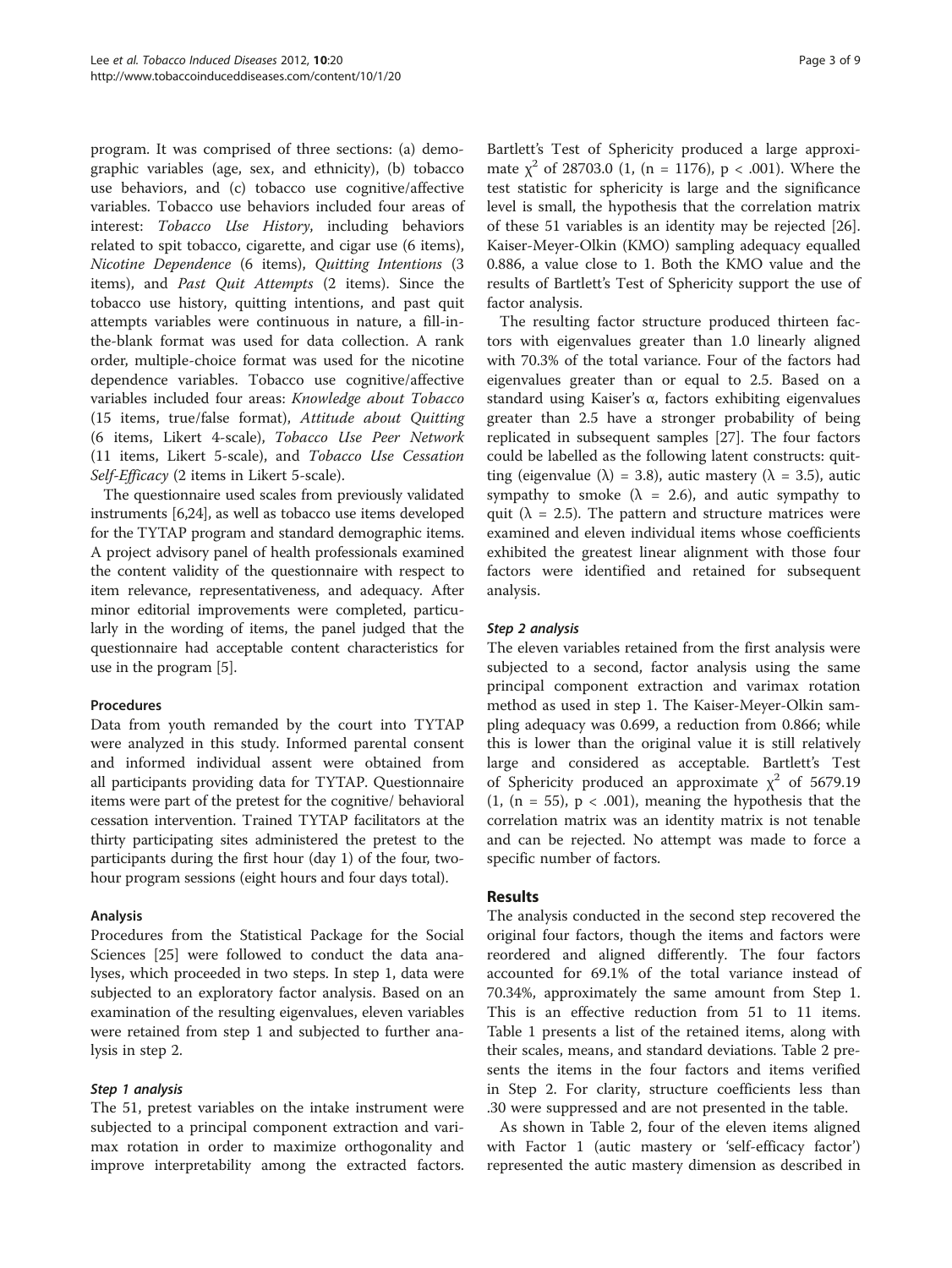program. It was comprised of three sections: (a) demographic variables (age, sex, and ethnicity), (b) tobacco use behaviors, and (c) tobacco use cognitive/affective variables. Tobacco use behaviors included four areas of interest: *Tobacco Use History*, including behaviors related to spit tobacco, cigarette, and cigar use (6 items), *Nicotine Dependence* (6 items), *Quitting Intentions* (3 items), and *Past Quit Attempts* (2 items). Since the tobacco use history, quitting intentions, and past quit attempts variables were continuous in nature, a fill-in-the-blank format was used for data collection. A rank order, multiple-choice format was used for the nicotine dependence variables. Tobacco use cognitive/affective variables included four areas: *Knowledge about Tobacco* (15 items, true/false format), *Attitude about Quitting* (6 items, Likert 4-scale), *Tobacco Use Peer Network* (11 items, Likert 5-scale), and *Tobacco Use Cessation Self-Efficacy* (2 items in Likert 5-scale).

The questionnaire used scales from previously validated instruments [6,24], as well as tobacco use items developed for the TYTAP program and standard demographic items. A project advisory panel of health professionals examined the content validity of the questionnaire with respect to item relevance, representativeness, and adequacy. After minor editorial improvements were completed, particularly in the wording of items, the panel judged that the questionnaire had acceptable content characteristics for use in the program [5].

### Procedures

Data from youth remanded by the court into TYTAP were analyzed in this study. Informed parental consent and informed individual assent were obtained from all participants providing data for TYTAP. Questionnaire items were part of the pretest for the cognitive/ behavioral cessation intervention. Trained TYTAP facilitators at the thirty participating sites administered the pretest to the participants during the first hour (day 1) of the four, two-hour program sessions (eight hours and four days total).

### Analysis

Procedures from the Statistical Package for the Social Sciences [25] were followed to conduct the data analyses, which proceeded in two steps. In step 1, data were subjected to an exploratory factor analysis. Based on an examination of the resulting eigenvalues, eleven variables were retained from step 1 and subjected to further analysis in step 2.

#### *Step 1 analysis*

The 51, pretest variables on the intake instrument were subjected to a principal component extraction and varimax rotation in order to maximize orthogonality and improve interpretability among the extracted factors. Bartlett's Test of Sphericity produced a large approximate $\chi^2$ of 28703.0 (1, (n = 1176), p < .001). Where the test statistic for sphericity is large and the significance level is small, the hypothesis that the correlation matrix of these 51 variables is an identity may be rejected [26]. Kaiser-Meyer-Olkin (KMO) sampling adequacy equalled 0.886, a value close to 1. Both the KMO value and the results of Bartlett's Test of Sphericity support the use of factor analysis.

The resulting factor structure produced thirteen factors with eigenvalues greater than 1.0 linearly aligned with 70.3% of the total variance. Four of the factors had eigenvalues greater than or equal to 2.5. Based on a standard using Kaiser's α, factors exhibiting eigenvalues greater than 2.5 have a stronger probability of being replicated in subsequent samples [27]. The four factors could be labelled as the following latent constructs: quitting (eigenvalue (λ) = 3.8), autic mastery (λ = 3.5), autic sympathy to smoke (λ = 2.6), and autic sympathy to quit (λ = 2.5). The pattern and structure matrices were examined and eleven individual items whose coefficients exhibited the greatest linear alignment with those four factors were identified and retained for subsequent analysis.

#### *Step 2 analysis*

The eleven variables retained from the first analysis were subjected to a second, factor analysis using the same principal component extraction and varimax rotation method as used in step 1. The Kaiser-Meyer-Olkin sampling adequacy was 0.699, a reduction from 0.866; while this is lower than the original value it is still relatively large and considered as acceptable. Bartlett's Test of Sphericity produced an approximate $\chi^2$ of 5679.19 (1, (n = 55), p < .001), meaning the hypothesis that the correlation matrix was an identity matrix is not tenable and can be rejected. No attempt was made to force a specific number of factors.

## Results

The analysis conducted in the second step recovered the original four factors, though the items and factors were reordered and aligned differently. The four factors accounted for 69.1% of the total variance instead of 70.34%, approximately the same amount from Step 1. This is an effective reduction from 51 to 11 items. Table 1 presents a list of the retained items, along with their scales, means, and standard deviations. Table 2 presents the items in the four factors and items verified in Step 2. For clarity, structure coefficients less than .30 were suppressed and are not presented in the table.

As shown in Table 2, four of the eleven items aligned with Factor 1 (autic mastery or 'self-efficacy factor') represented the autic mastery dimension as described in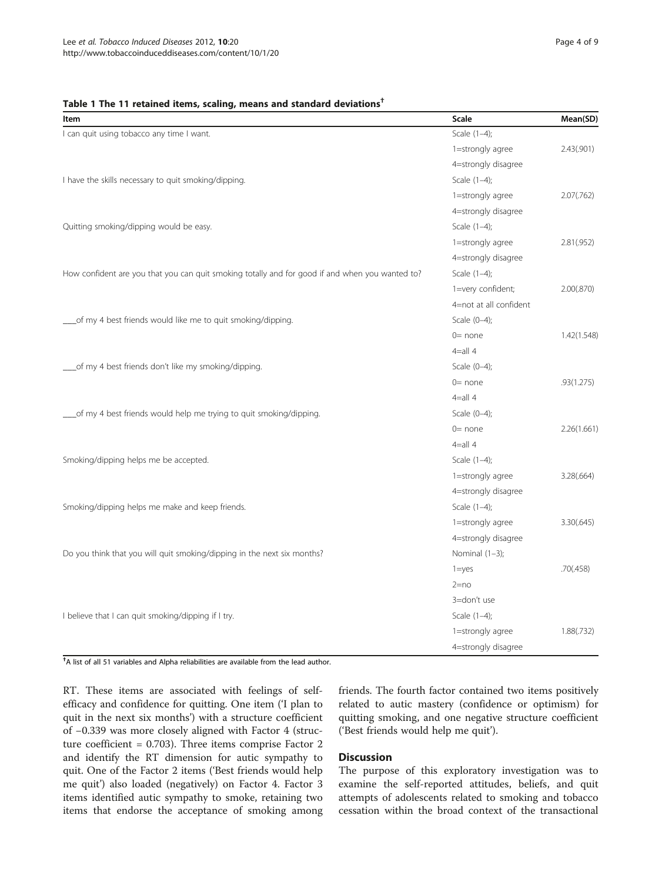**Table 1 The 11 retained items, scaling, means and standard deviations[†]**

| Item | Scale | Mean(SD) |
|---|---|---|
| I can quit using tobacco any time I want. | Scale (1–4); 1=strongly agree 4=strongly disagree | 2.43(.901) |
| I have the skills necessary to quit smoking/dipping. | Scale (1–4); 1=strongly agree 4=strongly disagree | 2.07(.762) |
| Quitting smoking/dipping would be easy. | Scale (1–4); 1=strongly agree 4=strongly disagree | 2.81(.952) |
| How confident are you that you can quit smoking totally and for good if and when you wanted to? | Scale (1–4); 1=very confident; 4=not at all confident | 2.00(.870) |
| ___of my 4 best friends would like me to quit smoking/dipping. | Scale (0–4); 0= none 4=all 4 | 1.42(1.548) |
| ___of my 4 best friends don't like my smoking/dipping. | Scale (0–4); 0= none 4=all 4 | .93(1.275) |
| ___of my 4 best friends would help me trying to quit smoking/dipping. | Scale (0–4); 0= none 4=all 4 | 2.26(1.661) |
| Smoking/dipping helps me be accepted. | Scale (1–4); 1=strongly agree 4=strongly disagree | 3.28(.664) |
| Smoking/dipping helps me make and keep friends. | Scale (1–4); 1=strongly agree 4=strongly disagree | 3.30(.645) |
| Do you think that you will quit smoking/dipping in the next six months? | Nominal (1–3); 1=yes 2=no 3=don't use | .70(.458) |
| I believe that I can quit smoking/dipping if I try. | Scale (1–4); 1=strongly agree 4=strongly disagree | 1.88(.732) |

[†]A list of all 51 variables and Alpha reliabilities are available from the lead author.

RT. These items are associated with feelings of self-efficacy and confidence for quitting. One item ('I plan to quit in the next six months') with a structure coefficient of −0.339 was more closely aligned with Factor 4 (structure coefficient = 0.703). Three items comprise Factor 2 and identify the RT dimension for autic sympathy to quit. One of the Factor 2 items ('Best friends would help me quit') also loaded (negatively) on Factor 4. Factor 3 items identified autic sympathy to smoke, retaining two items that endorse the acceptance of smoking among friends. The fourth factor contained two items positively related to autic mastery (confidence or optimism) for quitting smoking, and one negative structure coefficient ('Best friends would help me quit').

## Discussion

The purpose of this exploratory investigation was to examine the self-reported attitudes, beliefs, and quit attempts of adolescents related to smoking and tobacco cessation within the broad context of the transactional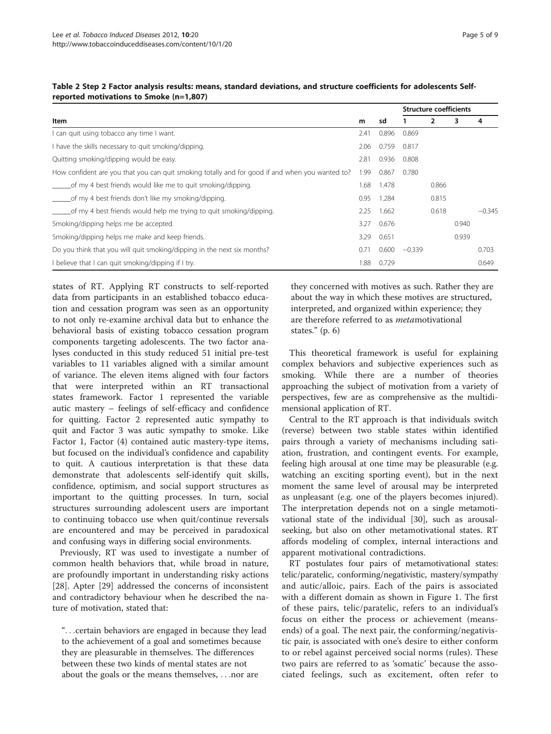**Table 2 Step 2 Factor analysis results: means, standard deviations, and structure coefficients for adolescents Self-reported motivations to Smoke (n=1,807)**

| Item | m | sd | Structure coefficients | | | |
|---|---|---|---|---|---|---|
| | | | 1 | 2 | 3 | 4 |
| I can quit using tobacco any time I want. | 2.41 | 0.896 | 0.869 | | | |
| I have the skills necessary to quit smoking/dipping. | 2.06 | 0.759 | 0.817 | | | |
| Quitting smoking/dipping would be easy. | 2.81 | 0.936 | 0.808 | | | |
| How confident are you that you can quit smoking totally and for good if and when you wanted to? | 1.99 | 0.867 | 0.780 | | | |
| _____of my 4 best friends would like me to quit smoking/dipping. | 1.68 | 1.478 | | 0.866 | | |
| _____of my 4 best friends don't like my smoking/dipping. | 0.95 | 1.284 | | 0.815 | | |
| _____of my 4 best friends would help me trying to quit smoking/dipping. | 2.25 | 1.662 | | 0.618 | | −0.345 |
| Smoking/dipping helps me be accepted. | 3.27 | 0.676 | | | 0.940 | |
| Smoking/dipping helps me make and keep friends. | 3.29 | 0.651 | | | 0.939 | |
| Do you think that you will quit smoking/dipping in the next six months? | 0.71 | 0.600 | −0.339 | | | 0.703 |
| I believe that I can quit smoking/dipping if I try. | 1.88 | 0.729 | | | | 0.649 |

states of RT. Applying RT constructs to self-reported data from participants in an established tobacco education and cessation program was seen as an opportunity to not only re-examine archival data but to enhance the behavioral basis of existing tobacco cessation program components targeting adolescents. The two factor analyses conducted in this study reduced 51 initial pre-test variables to 11 variables aligned with a similar amount of variance. The eleven items aligned with four factors that were interpreted within an RT transactional states framework. Factor 1 represented the variable autic mastery – feelings of self-efficacy and confidence for quitting. Factor 2 represented autic sympathy to quit and Factor 3 was autic sympathy to smoke. Like Factor 1, Factor (4) contained autic mastery-type items, but focused on the individual's confidence and capability to quit. A cautious interpretation is that these data demonstrate that adolescents self-identify quit skills, confidence, optimism, and social support structures as important to the quitting processes. In turn, social structures surrounding adolescent users are important to continuing tobacco use when quit/continue reversals are encountered and may be perceived in paradoxical and confusing ways in differing social environments.

Previously, RT was used to investigate a number of common health behaviors that, while broad in nature, are profoundly important in understanding risky actions [28]. Apter [29] addressed the concerns of inconsistent and contradictory behaviour when he described the nature of motivation, stated that:

> "...certain behaviors are engaged in because they lead to the achievement of a goal and sometimes because they are pleasurable in themselves. The differences between these two kinds of mental states are not about the goals or the means themselves, ...nor are they concerned with motives as such. Rather they are about the way in which these motives are structured, interpreted, and organized within experience; they are therefore referred to as *meta*motivational states." (p. 6)

This theoretical framework is useful for explaining complex behaviors and subjective experiences such as smoking. While there are a number of theories approaching the subject of motivation from a variety of perspectives, few are as comprehensive as the multidimensional application of RT.

Central to the RT approach is that individuals switch (reverse) between two stable states within identified pairs through a variety of mechanisms including satiation, frustration, and contingent events. For example, feeling high arousal at one time may be pleasurable (e.g. watching an exciting sporting event), but in the next moment the same level of arousal may be interpreted as unpleasant (e.g. one of the players becomes injured). The interpretation depends not on a single metamotivational state of the individual [30], such as arousal-seeking, but also on other metamotivational states. RT affords modeling of complex, internal interactions and apparent motivational contradictions.

RT postulates four pairs of metamotivational states: telic/paratelic, conforming/negativistic, mastery/sympathy and autic/alloic, pairs. Each of the pairs is associated with a different domain as shown in Figure 1. The first of these pairs, telic/paratelic, refers to an individual's focus on either the process or achievement (means-ends) of a goal. The next pair, the conforming/negativistic pair, is associated with one's desire to either conform to or rebel against perceived social norms (rules). These two pairs are referred to as 'somatic' because the associated feelings, such as excitement, often refer to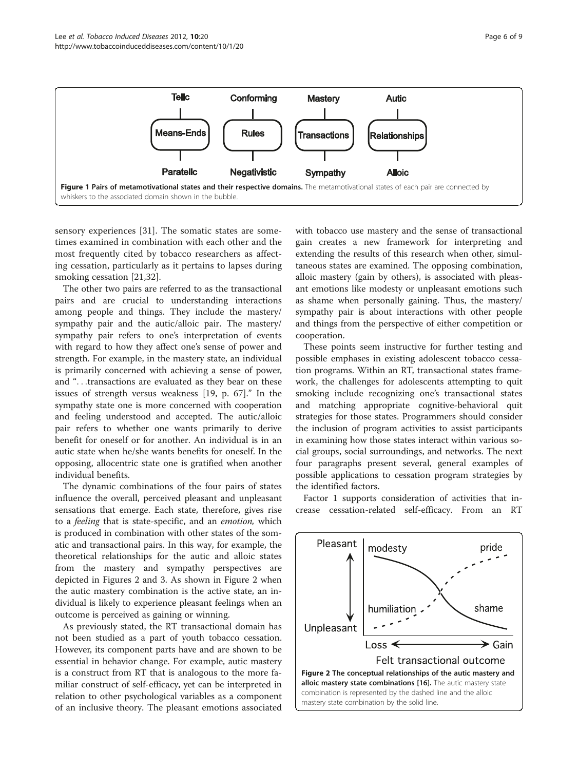**Figure 1 Pairs of metamotivational states and their respective domains.** The metamotivational states of each pair are connected by whiskers to the associated domain shown in the bubble.

sensory experiences [31]. The somatic states are sometimes examined in combination with each other and the most frequently cited by tobacco researchers as affecting cessation, particularly as it pertains to lapses during smoking cessation [21,32].

The other two pairs are referred to as the transactional pairs and are crucial to understanding interactions among people and things. They include the mastery/sympathy pair and the autic/alloic pair. The mastery/sympathy pair refers to one's interpretation of events with regard to how they affect one's sense of power and strength. For example, in the mastery state, an individual is primarily concerned with achieving a sense of power, and "...transactions are evaluated as they bear on these issues of strength versus weakness [19, p. 67]." In the sympathy state one is more concerned with cooperation and feeling understood and accepted. The autic/alloic pair refers to whether one wants primarily to derive benefit for oneself or for another. An individual is in an autic state when he/she wants benefits for oneself. In the opposing, allocentric state one is gratified when another individual benefits.

The dynamic combinations of the four pairs of states influence the overall, perceived pleasant and unpleasant sensations that emerge. Each state, therefore, gives rise to a *feeling* that is state-specific, and an *emotion,* which is produced in combination with other states of the somatic and transactional pairs. In this way, for example, the theoretical relationships for the autic and alloic states from the mastery and sympathy perspectives are depicted in Figures 2 and 3. As shown in Figure 2 when the autic mastery combination is the active state, an individual is likely to experience pleasant feelings when an outcome is perceived as gaining or winning.

As previously stated, the RT transactional domain has not been studied as a part of youth tobacco cessation. However, its component parts have and are shown to be essential in behavior change. For example, autic mastery is a construct from RT that is analogous to the more familiar construct of self-efficacy, yet can be interpreted in relation to other psychological variables as a component of an inclusive theory. The pleasant emotions associated with tobacco use mastery and the sense of transactional gain creates a new framework for interpreting and extending the results of this research when other, simultaneous states are examined. The opposing combination, alloic mastery (gain by others), is associated with pleasant emotions like modesty or unpleasant emotions such as shame when personally gaining. Thus, the mastery/sympathy pair is about interactions with other people and things from the perspective of either competition or cooperation.

These points seem instructive for further testing and possible emphases in existing adolescent tobacco cessation programs. Within an RT, transactional states framework, the challenges for adolescents attempting to quit smoking include recognizing one's transactional states and matching appropriate cognitive-behavioral quit strategies for those states. Programmers should consider the inclusion of program activities to assist participants in examining how those states interact within various social groups, social surroundings, and networks. The next four paragraphs present several, general examples of possible applications to cessation program strategies by the identified factors.

Factor 1 supports consideration of activities that increase cessation-related self-efficacy. From an RT

**Figure 2 The conceptual relationships of the autic mastery and alloic mastery state combinations [16].** The autic mastery state combination is represented by the dashed line and the alloic mastery state combination by the solid line.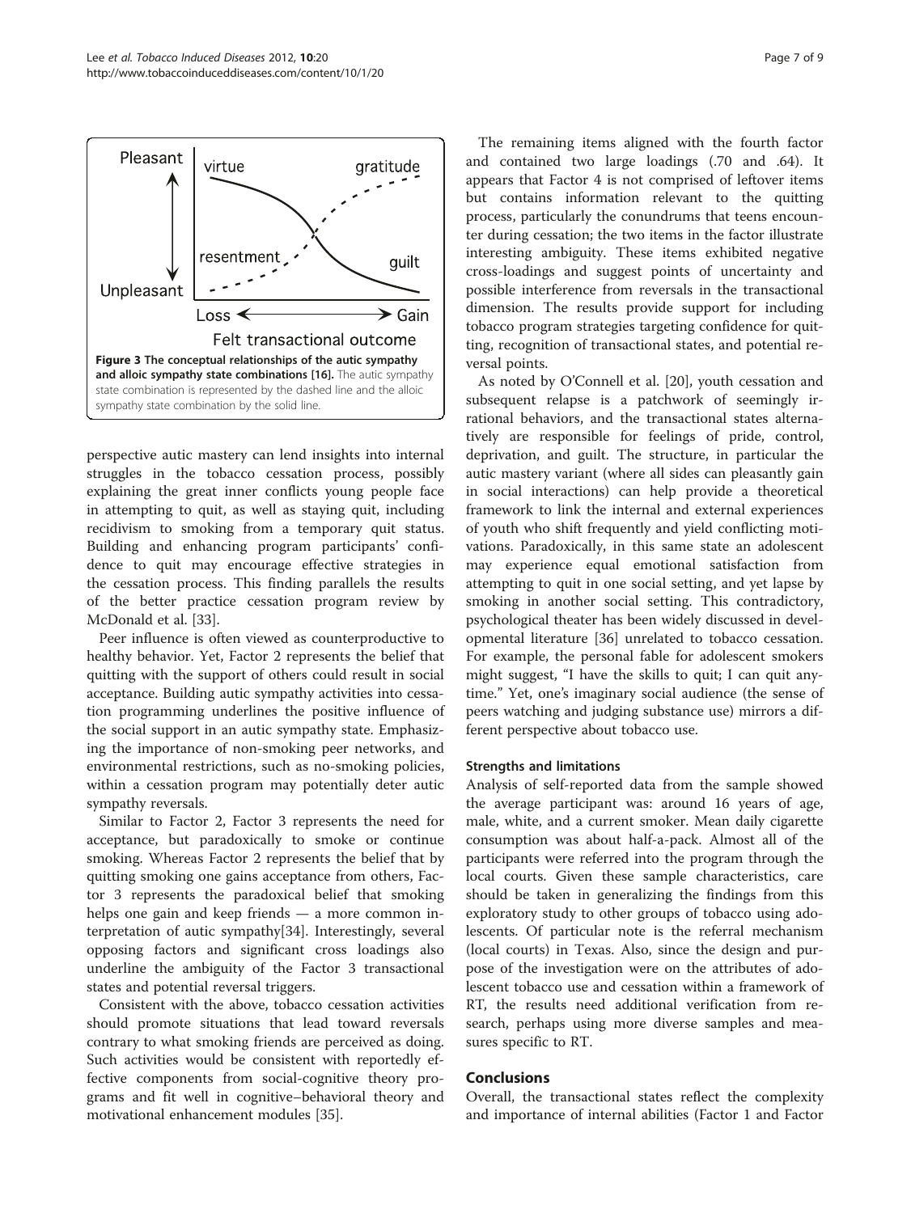**Figure 3 The conceptual relationships of the autic sympathy and alloic sympathy state combinations [16].** The autic sympathy state combination is represented by the dashed line and the alloic sympathy state combination by the solid line.

perspective autic mastery can lend insights into internal struggles in the tobacco cessation process, possibly explaining the great inner conflicts young people face in attempting to quit, as well as staying quit, including recidivism to smoking from a temporary quit status. Building and enhancing program participants' confidence to quit may encourage effective strategies in the cessation process. This finding parallels the results of the better practice cessation program review by McDonald et al. [33].

Peer influence is often viewed as counterproductive to healthy behavior. Yet, Factor 2 represents the belief that quitting with the support of others could result in social acceptance. Building autic sympathy activities into cessation programming underlines the positive influence of the social support in an autic sympathy state. Emphasizing the importance of non-smoking peer networks, and environmental restrictions, such as no-smoking policies, within a cessation program may potentially deter autic sympathy reversals.

Similar to Factor 2, Factor 3 represents the need for acceptance, but paradoxically to smoke or continue smoking. Whereas Factor 2 represents the belief that by quitting smoking one gains acceptance from others, Factor 3 represents the paradoxical belief that smoking helps one gain and keep friends — a more common interpretation of autic sympathy[34]. Interestingly, several opposing factors and significant cross loadings also underline the ambiguity of the Factor 3 transactional states and potential reversal triggers.

Consistent with the above, tobacco cessation activities should promote situations that lead toward reversals contrary to what smoking friends are perceived as doing. Such activities would be consistent with reportedly effective components from social-cognitive theory programs and fit well in cognitive–behavioral theory and motivational enhancement modules [35].

The remaining items aligned with the fourth factor and contained two large loadings (.70 and .64). It appears that Factor 4 is not comprised of leftover items but contains information relevant to the quitting process, particularly the conundrums that teens encounter during cessation; the two items in the factor illustrate interesting ambiguity. These items exhibited negative cross-loadings and suggest points of uncertainty and possible interference from reversals in the transactional dimension. The results provide support for including tobacco program strategies targeting confidence for quitting, recognition of transactional states, and potential reversal points.

As noted by O'Connell et al. [20], youth cessation and subsequent relapse is a patchwork of seemingly irrational behaviors, and the transactional states alternatively are responsible for feelings of pride, control, deprivation, and guilt. The structure, in particular the autic mastery variant (where all sides can pleasantly gain in social interactions) can help provide a theoretical framework to link the internal and external experiences of youth who shift frequently and yield conflicting motivations. Paradoxically, in this same state an adolescent may experience equal emotional satisfaction from attempting to quit in one social setting, and yet lapse by smoking in another social setting. This contradictory, psychological theater has been widely discussed in developmental literature [36] unrelated to tobacco cessation. For example, the personal fable for adolescent smokers might suggest, "I have the skills to quit; I can quit anytime." Yet, one's imaginary social audience (the sense of peers watching and judging substance use) mirrors a different perspective about tobacco use.

### Strengths and limitations

Analysis of self-reported data from the sample showed the average participant was: around 16 years of age, male, white, and a current smoker. Mean daily cigarette consumption was about half-a-pack. Almost all of the participants were referred into the program through the local courts. Given these sample characteristics, care should be taken in generalizing the findings from this exploratory study to other groups of tobacco using adolescents. Of particular note is the referral mechanism (local courts) in Texas. Also, since the design and purpose of the investigation were on the attributes of adolescent tobacco use and cessation within a framework of RT, the results need additional verification from research, perhaps using more diverse samples and measures specific to RT.

## Conclusions

Overall, the transactional states reflect the complexity and importance of internal abilities (Factor 1 and Factor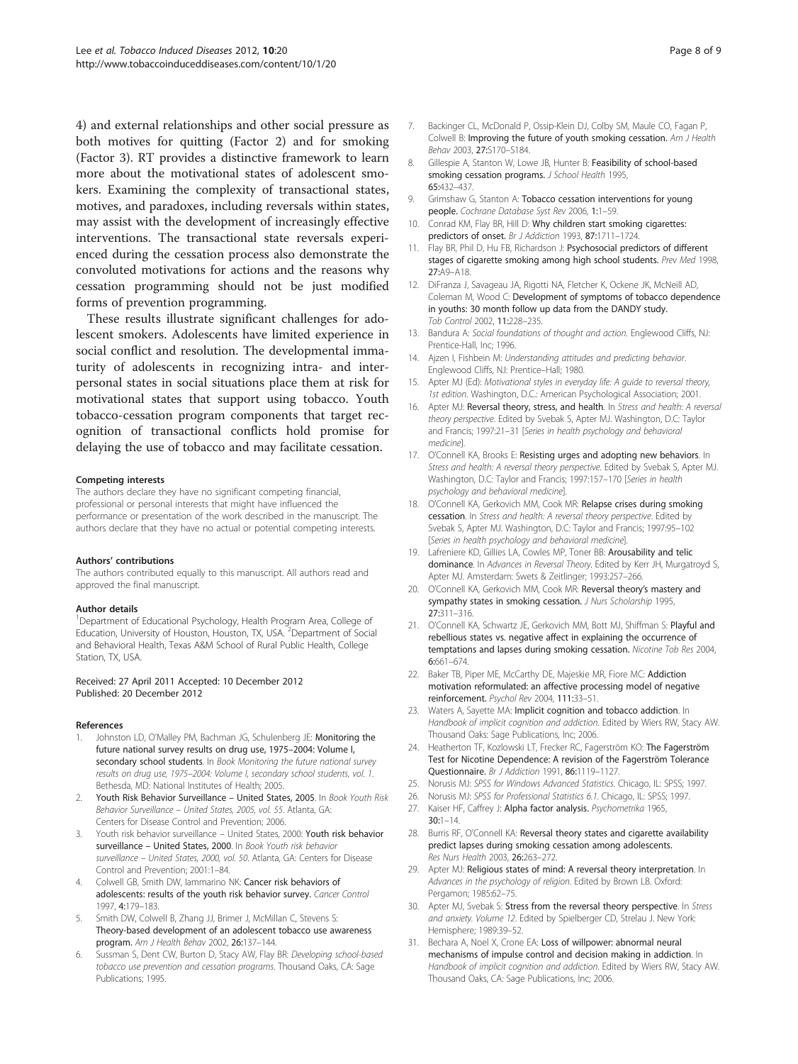4) and external relationships and other social pressure as both motives for quitting (Factor 2) and for smoking (Factor 3). RT provides a distinctive framework to learn more about the motivational states of adolescent smokers. Examining the complexity of transactional states, motives, and paradoxes, including reversals within states, may assist with the development of increasingly effective interventions. The transactional state reversals experienced during the cessation process also demonstrate the convoluted motivations for actions and the reasons why cessation programming should not be just modified forms of prevention programming.

These results illustrate significant challenges for adolescent smokers. Adolescents have limited experience in social conflict and resolution. The developmental immaturity of adolescents in recognizing intra- and interpersonal states in social situations place them at risk for motivational states that support using tobacco. Youth tobacco-cessation program components that target recognition of transactional conflicts hold promise for delaying the use of tobacco and may facilitate cessation.

#### Competing interests

The authors declare they have no significant competing financial, professional or personal interests that might have influenced the performance or presentation of the work described in the manuscript. The authors declare that they have no actual or potential competing interests.

#### Authors' contributions

The authors contributed equally to this manuscript. All authors read and approved the final manuscript.

#### Author details

[1]Department of Educational Psychology, Health Program Area, College of Education, University of Houston, Houston, TX, USA. [2]Department of Social and Behavioral Health, Texas A&M School of Rural Public Health, College Station, TX, USA.

Received: 27 April 2011 Accepted: 10 December 2012
Published: 20 December 2012

#### References

1. Johnston LD, O'Malley PM, Bachman JG, Schulenberg JE: **Monitoring the future national survey results on drug use, 1975–2004: Volume I, secondary school students**. In *Book Monitoring the future national survey results on drug use, 1975–2004: Volume I, secondary school students, vol. 1*. Bethesda, MD: National Institutes of Health; 2005.
2. **Youth Risk Behavior Surveillance – United States, 2005**. In *Book Youth Risk Behavior Surveillance – United States, 2005, vol. 55*. Atlanta, GA: Centers for Disease Control and Prevention; 2006.
3. Youth risk behavior surveillance – United States, 2000: **Youth risk behavior surveillance – United States, 2000**. In *Book Youth risk behavior surveillance – United States, 2000, vol. 50*. Atlanta, GA: Centers for Disease Control and Prevention; 2001:1–84.
4. Colwell GB, Smith DW, Iammarino NK: **Cancer risk behaviors of adolescents: results of the youth risk behavior survey.** *Cancer Control* 1997, **4**:179–183.
5. Smith DW, Colwell B, Zhang JJ, Brimer J, McMillan C, Stevens S: **Theory-based development of an adolescent tobacco use awareness program.** *Am J Health Behav* 2002, **26**:137–144.
6. Sussman S, Dent CW, Burton D, Stacy AW, Flay BR: *Developing school-based tobacco use prevention and cessation programs*. Thousand Oaks, CA: Sage Publications; 1995.
7. Backinger CL, McDonald P, Ossip-Klein DJ, Colby SM, Maule CO, Fagan P, Colwell B: **Improving the future of youth smoking cessation.** *Am J Health Behav* 2003, **27**:S170–S184.
8. Gillespie A, Stanton W, Lowe JB, Hunter B: **Feasibility of school-based smoking cessation programs.** *J School Health* 1995, **65**:432–437.
9. Grimshaw G, Stanton A: **Tobacco cessation interventions for young people.** *Cochrane Database Syst Rev* 2006, **1**:1–59.
10. Conrad KM, Flay BR, Hill D: **Why children start smoking cigarettes: predictors of onset.** *Br J Addiction* 1993, **87**:1711–1724.
11. Flay BR, Phil D, Hu FB, Richardson J: **Psychosocial predictors of different stages of cigarette smoking among high school students.** *Prev Med* 1998, **27**:A9–A18.
12. DiFranza J, Savageau JA, Rigotti NA, Fletcher K, Ockene JK, McNeill AD, Coleman M, Wood C: **Development of symptoms of tobacco dependence in youths: 30 month follow up data from the DANDY study.** *Tob Control* 2002, **11**:228–235.
13. Bandura A: *Social foundations of thought and action*. Englewood Cliffs, NJ: Prentice-Hall, Inc; 1996.
14. Ajzen I, Fishbein M: *Understanding attitudes and predicting behavior*. Englewood Cliffs, NJ: Prentice–Hall; 1980.
15. Apter MJ (Ed): *Motivational styles in everyday life: A guide to reversal theory, 1st edition*. Washington, D.C.: American Psychological Association; 2001.
16. Apter MJ: **Reversal theory, stress, and health**. In *Stress and health: A reversal theory perspective*. Edited by Svebak S, Apter MJ. Washington, D.C: Taylor and Francis; 1997:21–31 [*Series in health psychology and behavioral medicine*].
17. O'Connell KA, Brooks E: **Resisting urges and adopting new behaviors**. In *Stress and health: A reversal theory perspective*. Edited by Svebak S, Apter MJ. Washington, D.C: Taylor and Francis; 1997:157–170 [*Series in health psychology and behavioral medicine*].
18. O'Connell KA, Gerkovich MM, Cook MR: **Relapse crises during smoking cessation**. In *Stress and health: A reversal theory perspective*. Edited by Svebak S, Apter MJ. Washington, D.C: Taylor and Francis; 1997:95–102 [*Series in health psychology and behavioral medicine*].
19. Lafreniere KD, Gillies LA, Cowles MP, Toner BB: **Arousability and telic dominance**. In *Advances in Reversal Theory*. Edited by Kerr JH, Murgatroyd S, Apter MJ. Amsterdam: Swets & Zeitlinger; 1993:257–266.
20. O'Connell KA, Gerkovich MM, Cook MR: **Reversal theory's mastery and sympathy states in smoking cessation.** *J Nurs Scholarship* 1995, **27**:311–316.
21. O'Connell KA, Schwartz JE, Gerkovich MM, Bott MJ, Shiffman S: **Playful and rebellious states vs. negative affect in explaining the occurrence of temptations and lapses during smoking cessation.** *Nicotine Tob Res* 2004, **6**:661–674.
22. Baker TB, Piper ME, McCarthy DE, Majeskie MR, Fiore MC: **Addiction motivation reformulated: an affective processing model of negative reinforcement.** *Psychol Rev* 2004, **111**:33–51.
23. Waters A, Sayette MA: **Implicit cognition and tobacco addiction**. In *Handbook of implicit cognition and addiction*. Edited by Wiers RW, Stacy AW. Thousand Oaks: Sage Publications, Inc; 2006.
24. Heatherton TF, Kozlowski LT, Frecker RC, Fagerström KO: **The Fagerström Test for Nicotine Dependence: A revision of the Fagerström Tolerance Questionnaire.** *Br J Addiction* 1991, **86**:1119–1127.
25. Norusis MJ: *SPSS for Windows Advanced Statistics*. Chicago, IL: SPSS; 1997.
26. Norusis MJ: *SPSS for Professional Statistics 6.1*. Chicago, IL: SPSS; 1997.
27. Kaiser HF, Caffrey J: **Alpha factor analysis.** *Psychometrika* 1965, **30**:1–14.
28. Burris RF, O'Connell KA: **Reversal theory states and cigarette availability predict lapses during smoking cessation among adolescents.** *Res Nurs Health* 2003, **26**:263–272.
29. Apter MJ: **Religious states of mind: A reversal theory interpretation**. In *Advances in the psychology of religion*. Edited by Brown LB. Oxford: Pergamon; 1985:62–75.
30. Apter MJ, Svebak S: **Stress from the reversal theory perspective**. In *Stress and anxiety. Volume 12*. Edited by Spielberger CD, Strelau J. New York: Hemisphere; 1989:39–52.
31. Bechara A, Noel X, Crone EA: **Loss of willpower: abnormal neural mechanisms of impulse control and decision making in addiction**. In *Handbook of implicit cognition and addiction*. Edited by Wiers RW, Stacy AW. Thousand Oaks, CA: Sage Publications, Inc; 2006.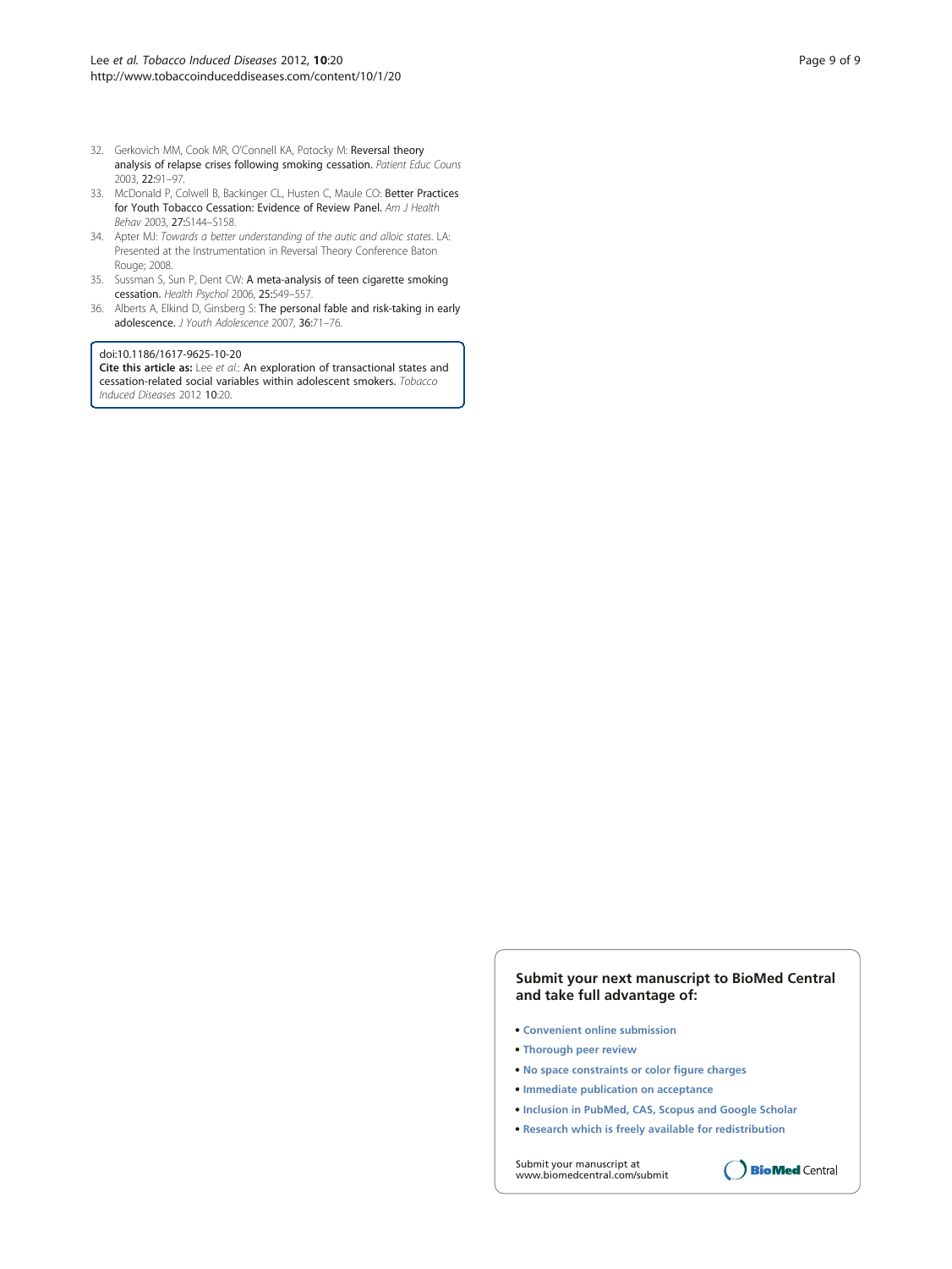32. Gerkovich MM, Cook MR, O'Connell KA, Potocky M: **Reversal theory analysis of relapse crises following smoking cessation.** *Patient Educ Couns* 2003, **22:**91–97.
33. McDonald P, Colwell B, Backinger CL, Husten C, Maule CO: **Better Practices for Youth Tobacco Cessation: Evidence of Review Panel.** *Am J Health Behav* 2003, **27:**S144–S158.
34. Apter MJ: *Towards a better understanding of the autic and alloic states.* LA: Presented at the Instrumentation in Reversal Theory Conference Baton Rouge; 2008.
35. Sussman S, Sun P, Dent CW: **A meta-analysis of teen cigarette smoking cessation.** *Health Psychol* 2006, **25:**549–557.
36. Alberts A, Elkind D, Ginsberg S: **The personal fable and risk-taking in early adolescence.** *J Youth Adolescence* 2007, **36:**71–76.

doi:10.1186/1617-9625-10-20

**Cite this article as:** Lee *et al.*: An exploration of transactional states and cessation-related social variables within adolescent smokers. *Tobacco Induced Diseases* 2012 **10**:20.

**Submit your next manuscript to BioMed Central and take full advantage of:**

- **Convenient online submission**
- **Thorough peer review**
- **No space constraints or color figure charges**
- **Immediate publication on acceptance**
- **Inclusion in PubMed, CAS, Scopus and Google Scholar**
- **Research which is freely available for redistribution**

Submit your manuscript at www.biomedcentral.com/submit

BioMed Central